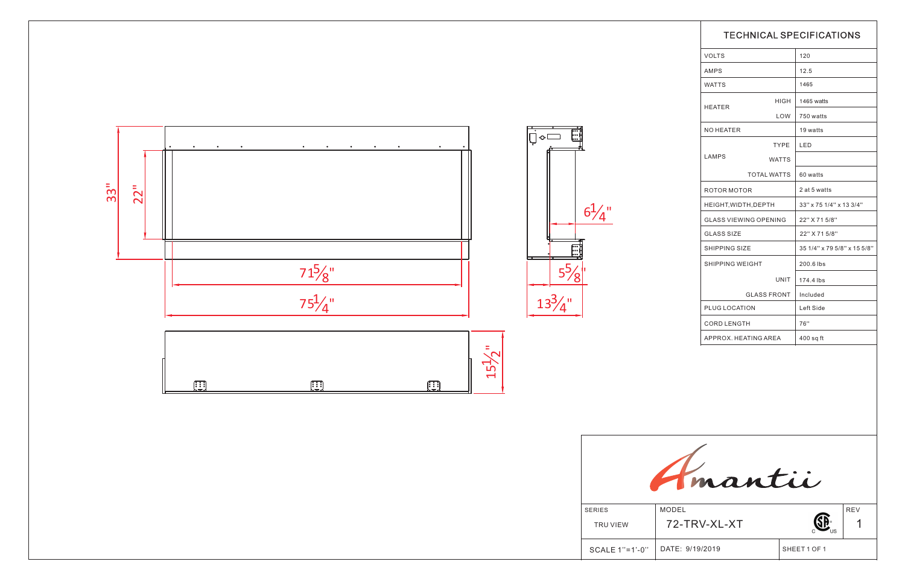33"

22"

$71\frac{5}{8}$"

$75\frac{1}{4}$"

$6\frac{1}{4}$"

$5\frac{5}{8}$"

$13\frac{3}{4}$"

$15\frac{1}{2}$"

## TECHNICAL SPECIFICATIONS

| | | |
|---|---|---|
| VOLTS | | 120 |
| AMPS | | 12.5 |
| WATTS | | 1465 |
| HEATER | HIGH | 1465 watts |
| | LOW | 750 watts |
| NO HEATER | | 19 watts |
| LAMPS | TYPE | LED |
| | WATTS | |
| | TOTAL WATTS | 60 watts |
| ROTOR MOTOR | | 2 at 5 watts |
| HEIGHT,WIDTH,DEPTH | | 33'' x 75 1/4'' x 13 3/4'' |
| GLASS VIEWING OPENING | | 22'' X 71 5/8'' |
| GLASS SIZE | | 22'' X 71 5/8'' |
| SHIPPING SIZE | | 35 1/4'' x 79 5/8'' x 15 5/8'' |
| SHIPPING WEIGHT | | 200.6 lbs |
| | UNIT | 174.4 lbs |
| | GLASS FRONT | Included |
| PLUG LOCATION | | Left Side |
| CORD LENGTH | | 76'' |
| APPROX. HEATING AREA | | 400 sq ft |

Amantii

| SERIES | MODEL | | REV |
|---|---|---|---|
| TRU VIEW | 72-TRV-XL-XT | | 1 |
| SCALE 1''=1'-0'' | DATE: 9/19/2019 | SHEET 1 OF 1 | |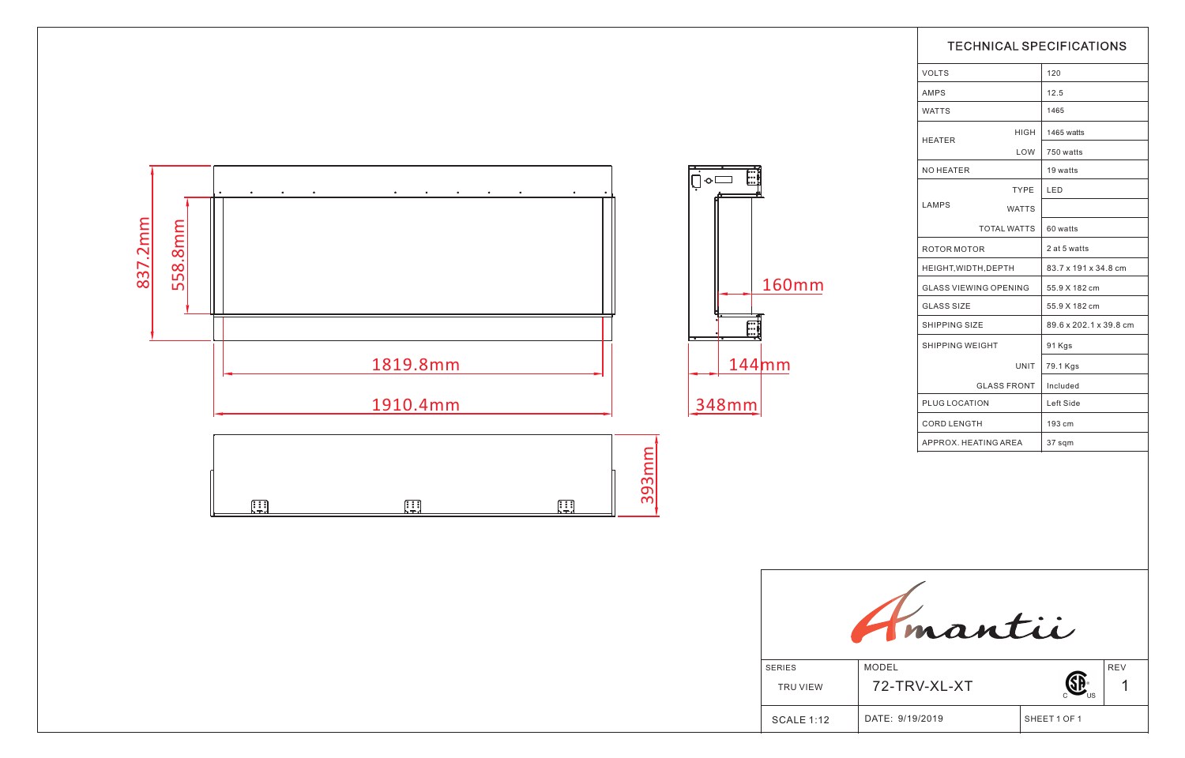837.2mm

558.8mm

1819.8mm

1910.4mm

160mm

144mm

348mm

393mm

## TECHNICAL SPECIFICATIONS

| | | |
|---|---|---|
| VOLTS | | 120 |
| AMPS | | 12.5 |
| WATTS | | 1465 |
| HEATER | HIGH | 1465 watts |
| | LOW | 750 watts |
| NO HEATER | | 19 watts |
| LAMPS | TYPE | LED |
| | WATTS | |
| | TOTAL WATTS | 60 watts |
| ROTOR MOTOR | | 2 at 5 watts |
| HEIGHT,WIDTH,DEPTH | | 83.7 x 191 x 34.8 cm |
| GLASS VIEWING OPENING | | 55.9 X 182 cm |
| GLASS SIZE | | 55.9 X 182 cm |
| SHIPPING SIZE | | 89.6 x 202.1 x 39.8 cm |
| SHIPPING WEIGHT | | 91 Kgs |
| | UNIT | 79.1 Kgs |
| | GLASS FRONT | Included |
| PLUG LOCATION | | Left Side |
| CORD LENGTH | | 193 cm |
| APPROX. HEATING AREA | | 37 sqm |

Amantii

| SERIES | MODEL | | REV |
|---|---|---|---|
| TRU VIEW | 72-TRV-XL-XT | | 1 |
| SCALE 1:12 | DATE: 9/19/2019 | SHEET 1 OF 1 | |